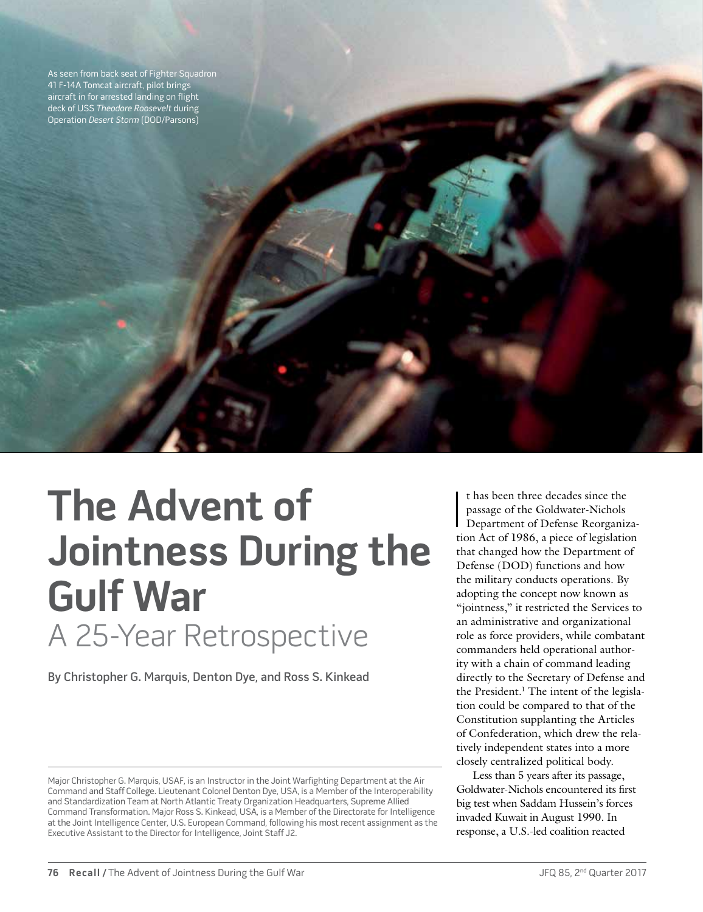As seen from back seat of Fighter Squadron 41 F-14A Tomcat aircraft, pilot brings aircraft in for arrested landing on flight deck of USS *Theodore Roosevelt* during Operation *Desert Storm* (DOD/Parsons)

# The Advent of Jointness During the Gulf War

## A 25-Year Retrospective

**By Christopher G. Marquis, Denton Dye, and Ross S. Kinkead**

Major Christopher G. Marquis, USAF, is an Instructor in the Joint Warfighting Department at the Air Command and Staff College. Lieutenant Colonel Denton Dye, USA, is a Member of the Interoperability and Standardization Team at North Atlantic Treaty Organization Headquarters, Supreme Allied Command Transformation. Major Ross S. Kinkead, USA, is a Member of the Directorate for Intelligence at the Joint Intelligence Center, U.S. European Command, following his most recent assignment as the Executive Assistant to the Director for Intelligence, Joint Staff J2.

It has been three decades since the passage of the Goldwater-Nichols Department of Defense Reorganization Act of 1986, a piece of legislation that changed how the Department of Defense (DOD) functions and how the military conducts operations. By adopting the concept now known as "jointness," it restricted the Services to an administrative and organizational role as force providers, while combatant commanders held operational authority with a chain of command leading directly to the Secretary of Defense and the President.[1] The intent of the legislation could be compared to that of the Constitution supplanting the Articles of Confederation, which drew the relatively independent states into a more closely centralized political body.

Less than 5 years after its passage, Goldwater-Nichols encountered its first big test when Saddam Hussein's forces invaded Kuwait in August 1990. In response, a U.S.-led coalition reacted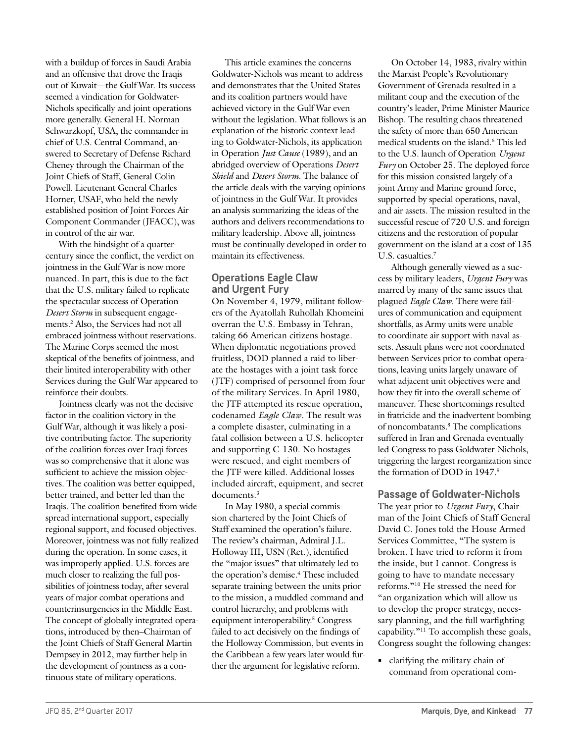with a buildup of forces in Saudi Arabia and an offensive that drove the Iraqis out of Kuwait—the Gulf War. Its success seemed a vindication for Goldwater-Nichols specifically and joint operations more generally. General H. Norman Schwarzkopf, USA, the commander in chief of U.S. Central Command, answered to Secretary of Defense Richard Cheney through the Chairman of the Joint Chiefs of Staff, General Colin Powell. Lieutenant General Charles Horner, USAF, who held the newly established position of Joint Forces Air Component Commander (JFACC), was in control of the air war.

With the hindsight of a quarter-century since the conflict, the verdict on jointness in the Gulf War is now more nuanced. In part, this is due to the fact that the U.S. military failed to replicate the spectacular success of Operation *Desert Storm* in subsequent engagements.[2] Also, the Services had not all embraced jointness without reservations. The Marine Corps seemed the most skeptical of the benefits of jointness, and their limited interoperability with other Services during the Gulf War appeared to reinforce their doubts.

Jointness clearly was not the decisive factor in the coalition victory in the Gulf War, although it was likely a positive contributing factor. The superiority of the coalition forces over Iraqi forces was so comprehensive that it alone was sufficient to achieve the mission objectives. The coalition was better equipped, better trained, and better led than the Iraqis. The coalition benefited from widespread international support, especially regional support, and focused objectives. Moreover, jointness was not fully realized during the operation. In some cases, it was improperly applied. U.S. forces are much closer to realizing the full possibilities of jointness today, after several years of major combat operations and counterinsurgencies in the Middle East. The concept of globally integrated operations, introduced by then–Chairman of the Joint Chiefs of Staff General Martin Dempsey in 2012, may further help in the development of jointness as a continuous state of military operations.

This article examines the concerns Goldwater-Nichols was meant to address and demonstrates that the United States and its coalition partners would have achieved victory in the Gulf War even without the legislation. What follows is an explanation of the historic context leading to Goldwater-Nichols, its application in Operation *Just Cause* (1989), and an abridged overview of Operations *Desert Shield* and *Desert Storm*. The balance of the article deals with the varying opinions of jointness in the Gulf War. It provides an analysis summarizing the ideas of the authors and delivers recommendations to military leadership. Above all, jointness must be continually developed in order to maintain its effectiveness.

## Operations Eagle Claw and Urgent Fury

On November 4, 1979, militant followers of the Ayatollah Ruhollah Khomeini overran the U.S. Embassy in Tehran, taking 66 American citizens hostage. When diplomatic negotiations proved fruitless, DOD planned a raid to liberate the hostages with a joint task force (JTF) comprised of personnel from four of the military Services. In April 1980, the JTF attempted its rescue operation, codenamed *Eagle Claw*. The result was a complete disaster, culminating in a fatal collision between a U.S. helicopter and supporting C-130. No hostages were rescued, and eight members of the JTF were killed. Additional losses included aircraft, equipment, and secret documents.[3]

In May 1980, a special commission chartered by the Joint Chiefs of Staff examined the operation's failure. The review's chairman, Admiral J.L. Holloway III, USN (Ret.), identified the "major issues" that ultimately led to the operation's demise.[4] These included separate training between the units prior to the mission, a muddled command and control hierarchy, and problems with equipment interoperability.[5] Congress failed to act decisively on the findings of the Holloway Commission, but events in the Caribbean a few years later would further the argument for legislative reform.

On October 14, 1983, rivalry within the Marxist People's Revolutionary Government of Grenada resulted in a militant coup and the execution of the country's leader, Prime Minister Maurice Bishop. The resulting chaos threatened the safety of more than 650 American medical students on the island.[6] This led to the U.S. launch of Operation *Urgent Fury* on October 25. The deployed force for this mission consisted largely of a joint Army and Marine ground force, supported by special operations, naval, and air assets. The mission resulted in the successful rescue of 720 U.S. and foreign citizens and the restoration of popular government on the island at a cost of 135 U.S. casualties.[7]

Although generally viewed as a success by military leaders, *Urgent Fury* was marred by many of the same issues that plagued *Eagle Claw*. There were failures of communication and equipment shortfalls, as Army units were unable to coordinate air support with naval assets. Assault plans were not coordinated between Services prior to combat operations, leaving units largely unaware of what adjacent unit objectives were and how they fit into the overall scheme of maneuver. These shortcomings resulted in fratricide and the inadvertent bombing of noncombatants.[8] The complications suffered in Iran and Grenada eventually led Congress to pass Goldwater-Nichols, triggering the largest reorganization since the formation of DOD in 1947.[9]

## Passage of Goldwater-Nichols

The year prior to *Urgent Fury*, Chairman of the Joint Chiefs of Staff General David C. Jones told the House Armed Services Committee, "The system is broken. I have tried to reform it from the inside, but I cannot. Congress is going to have to mandate necessary reforms."[10] He stressed the need for "an organization which will allow us to develop the proper strategy, necessary planning, and the full warfighting capability."[11] To accomplish these goals, Congress sought the following changes:

- clarifying the military chain of command from operational com-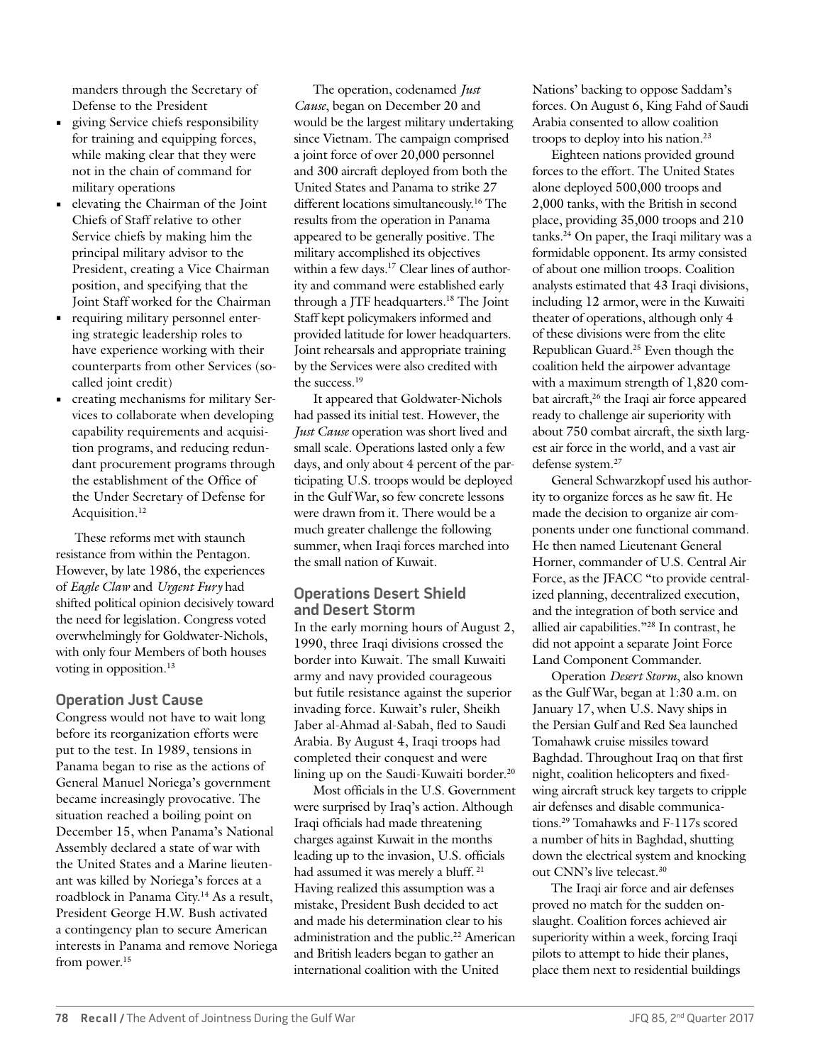manders through the Secretary of Defense to the President

- giving Service chiefs responsibility for training and equipping forces, while making clear that they were not in the chain of command for military operations
- elevating the Chairman of the Joint Chiefs of Staff relative to other Service chiefs by making him the principal military advisor to the President, creating a Vice Chairman position, and specifying that the Joint Staff worked for the Chairman
- requiring military personnel entering strategic leadership roles to have experience working with their counterparts from other Services (so-called joint credit)
- creating mechanisms for military Services to collaborate when developing capability requirements and acquisition programs, and reducing redundant procurement programs through the establishment of the Office of the Under Secretary of Defense for Acquisition.[12]

These reforms met with staunch resistance from within the Pentagon. However, by late 1986, the experiences of *Eagle Claw* and *Urgent Fury* had shifted political opinion decisively toward the need for legislation. Congress voted overwhelmingly for Goldwater-Nichols, with only four Members of both houses voting in opposition.[13]

## Operation Just Cause

Congress would not have to wait long before its reorganization efforts were put to the test. In 1989, tensions in Panama began to rise as the actions of General Manuel Noriega's government became increasingly provocative. The situation reached a boiling point on December 15, when Panama's National Assembly declared a state of war with the United States and a Marine lieutenant was killed by Noriega's forces at a roadblock in Panama City.[14] As a result, President George H.W. Bush activated a contingency plan to secure American interests in Panama and remove Noriega from power.[15]

The operation, codenamed *Just Cause*, began on December 20 and would be the largest military undertaking since Vietnam. The campaign comprised a joint force of over 20,000 personnel and 300 aircraft deployed from both the United States and Panama to strike 27 different locations simultaneously.[16] The results from the operation in Panama appeared to be generally positive. The military accomplished its objectives within a few days.[17] Clear lines of authority and command were established early through a JTF headquarters.[18] The Joint Staff kept policymakers informed and provided latitude for lower headquarters. Joint rehearsals and appropriate training by the Services were also credited with the success.[19]

It appeared that Goldwater-Nichols had passed its initial test. However, the *Just Cause* operation was short lived and small scale. Operations lasted only a few days, and only about 4 percent of the participating U.S. troops would be deployed in the Gulf War, so few concrete lessons were drawn from it. There would be a much greater challenge the following summer, when Iraqi forces marched into the small nation of Kuwait.

## Operations Desert Shield and Desert Storm

In the early morning hours of August 2, 1990, three Iraqi divisions crossed the border into Kuwait. The small Kuwaiti army and navy provided courageous but futile resistance against the superior invading force. Kuwait's ruler, Sheikh Jaber al-Ahmad al-Sabah, fled to Saudi Arabia. By August 4, Iraqi troops had completed their conquest and were lining up on the Saudi-Kuwaiti border.[20]

Most officials in the U.S. Government were surprised by Iraq's action. Although Iraqi officials had made threatening charges against Kuwait in the months leading up to the invasion, U.S. officials had assumed it was merely a bluff.[21] Having realized this assumption was a mistake, President Bush decided to act and made his determination clear to his administration and the public.[22] American and British leaders began to gather an international coalition with the United Nations' backing to oppose Saddam's forces. On August 6, King Fahd of Saudi Arabia consented to allow coalition troops to deploy into his nation.[23]

Eighteen nations provided ground forces to the effort. The United States alone deployed 500,000 troops and 2,000 tanks, with the British in second place, providing 35,000 troops and 210 tanks.[24] On paper, the Iraqi military was a formidable opponent. Its army consisted of about one million troops. Coalition analysts estimated that 43 Iraqi divisions, including 12 armor, were in the Kuwaiti theater of operations, although only 4 of these divisions were from the elite Republican Guard.[25] Even though the coalition held the airpower advantage with a maximum strength of 1,820 combat aircraft,[26] the Iraqi air force appeared ready to challenge air superiority with about 750 combat aircraft, the sixth largest air force in the world, and a vast air defense system.[27]

General Schwarzkopf used his authority to organize forces as he saw fit. He made the decision to organize air components under one functional command. He then named Lieutenant General Horner, commander of U.S. Central Air Force, as the JFACC "to provide centralized planning, decentralized execution, and the integration of both service and allied air capabilities."[28] In contrast, he did not appoint a separate Joint Force Land Component Commander.

Operation *Desert Storm*, also known as the Gulf War, began at 1:30 a.m. on January 17, when U.S. Navy ships in the Persian Gulf and Red Sea launched Tomahawk cruise missiles toward Baghdad. Throughout Iraq on that first night, coalition helicopters and fixed-wing aircraft struck key targets to cripple air defenses and disable communications.[29] Tomahawks and F-117s scored a number of hits in Baghdad, shutting down the electrical system and knocking out CNN's live telecast.[30]

The Iraqi air force and air defenses proved no match for the sudden onslaught. Coalition forces achieved air superiority within a week, forcing Iraqi pilots to attempt to hide their planes, place them next to residential buildings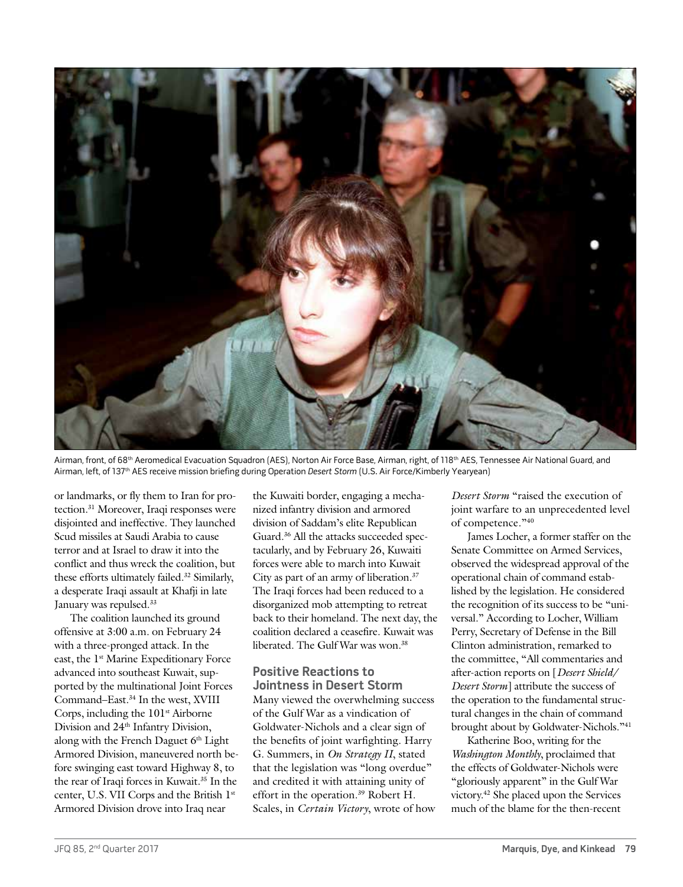Airman, front, of 68th Aeromedical Evacuation Squadron (AES), Norton Air Force Base, Airman, right, of 118th AES, Tennessee Air National Guard, and Airman, left, of 137th AES receive mission briefing during Operation *Desert Storm* (U.S. Air Force/Kimberly Yearyean)

or landmarks, or fly them to Iran for protection.[31] Moreover, Iraqi responses were disjointed and ineffective. They launched Scud missiles at Saudi Arabia to cause terror and at Israel to draw it into the conflict and thus wreck the coalition, but these efforts ultimately failed.[32] Similarly, a desperate Iraqi assault at Khafji in late January was repulsed.[33]

The coalition launched its ground offensive at 3:00 a.m. on February 24 with a three-pronged attack. In the east, the 1st Marine Expeditionary Force advanced into southeast Kuwait, supported by the multinational Joint Forces Command–East.[34] In the west, XVIII Corps, including the 101st Airborne Division and 24th Infantry Division, along with the French Daguet 6th Light Armored Division, maneuvered north before swinging east toward Highway 8, to the rear of Iraqi forces in Kuwait.[35] In the center, U.S. VII Corps and the British 1st Armored Division drove into Iraq near the Kuwaiti border, engaging a mechanized infantry division and armored division of Saddam's elite Republican Guard.[36] All the attacks succeeded spectacularly, and by February 26, Kuwaiti forces were able to march into Kuwait City as part of an army of liberation.[37] The Iraqi forces had been reduced to a disorganized mob attempting to retreat back to their homeland. The next day, the coalition declared a ceasefire. Kuwait was liberated. The Gulf War was won.[38]

## Positive Reactions to Jointness in Desert Storm

Many viewed the overwhelming success of the Gulf War as a vindication of Goldwater-Nichols and a clear sign of the benefits of joint warfighting. Harry G. Summers, in *On Strategy II*, stated that the legislation was "long overdue" and credited it with attaining unity of effort in the operation.[39] Robert H. Scales, in *Certain Victory*, wrote of how *Desert Storm* "raised the execution of joint warfare to an unprecedented level of competence."[40]

James Locher, a former staffer on the Senate Committee on Armed Services, observed the widespread approval of the operational chain of command established by the legislation. He considered the recognition of its success to be "universal." According to Locher, William Perry, Secretary of Defense in the Bill Clinton administration, remarked to the committee, "All commentaries and after-action reports on [*Desert Shield/ Desert Storm*] attribute the success of the operation to the fundamental structural changes in the chain of command brought about by Goldwater-Nichols."[41]

Katherine Boo, writing for the *Washington Monthly*, proclaimed that the effects of Goldwater-Nichols were "gloriously apparent" in the Gulf War victory.[42] She placed upon the Services much of the blame for the then-recent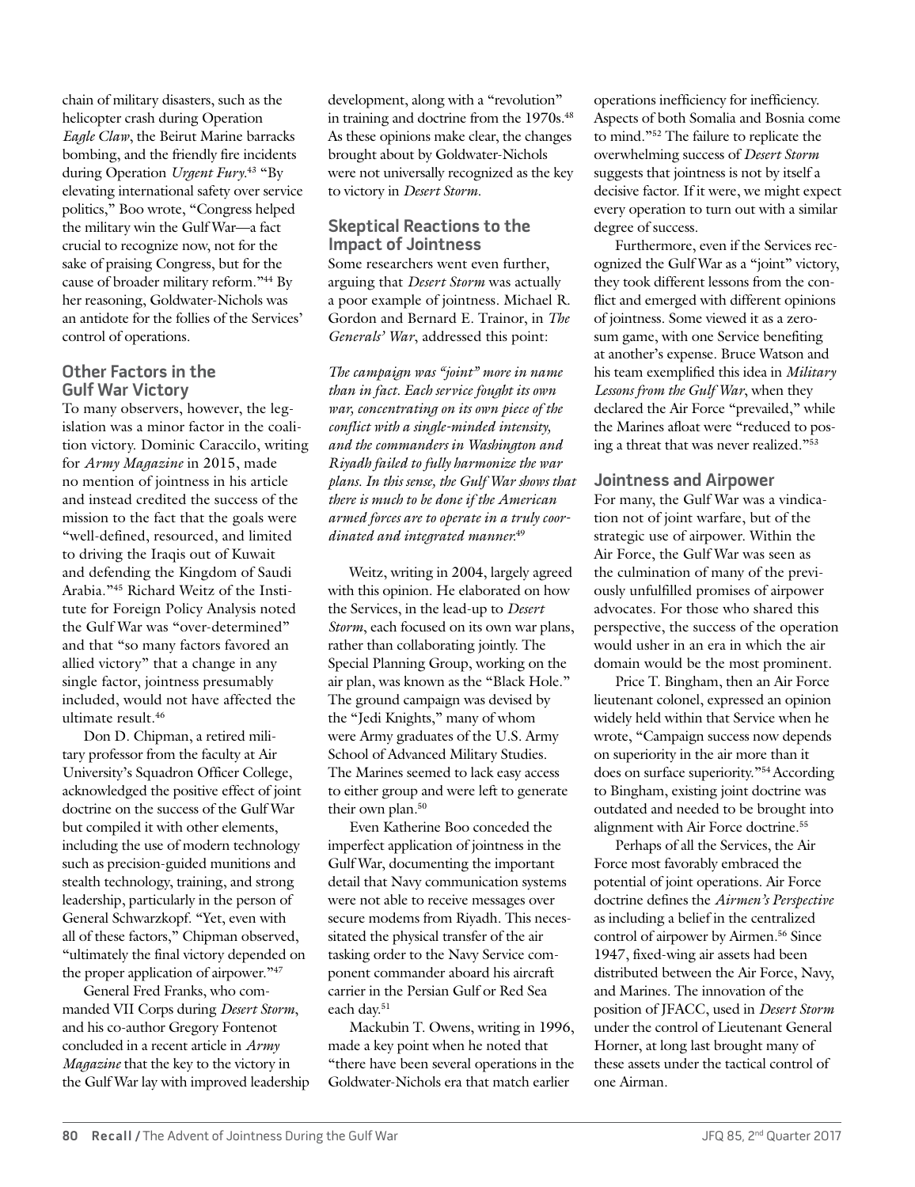chain of military disasters, such as the helicopter crash during Operation *Eagle Claw*, the Beirut Marine barracks bombing, and the friendly fire incidents during Operation *Urgent Fury*.[43] "By elevating international safety over service politics," Boo wrote, "Congress helped the military win the Gulf War—a fact crucial to recognize now, not for the sake of praising Congress, but for the cause of broader military reform."[44] By her reasoning, Goldwater-Nichols was an antidote for the follies of the Services' control of operations.

## Other Factors in the Gulf War Victory

To many observers, however, the legislation was a minor factor in the coalition victory. Dominic Caraccilo, writing for *Army Magazine* in 2015, made no mention of jointness in his article and instead credited the success of the mission to the fact that the goals were "well-defined, resourced, and limited to driving the Iraqis out of Kuwait and defending the Kingdom of Saudi Arabia."[45] Richard Weitz of the Institute for Foreign Policy Analysis noted the Gulf War was "over-determined" and that "so many factors favored an allied victory" that a change in any single factor, jointness presumably included, would not have affected the ultimate result.[46]

Don D. Chipman, a retired military professor from the faculty at Air University's Squadron Officer College, acknowledged the positive effect of joint doctrine on the success of the Gulf War but compiled it with other elements, including the use of modern technology such as precision-guided munitions and stealth technology, training, and strong leadership, particularly in the person of General Schwarzkopf. "Yet, even with all of these factors," Chipman observed, "ultimately the final victory depended on the proper application of airpower."[47]

General Fred Franks, who commanded VII Corps during *Desert Storm*, and his co-author Gregory Fontenot concluded in a recent article in *Army Magazine* that the key to the victory in the Gulf War lay with improved leadership development, along with a "revolution" in training and doctrine from the 1970s.[48] As these opinions make clear, the changes brought about by Goldwater-Nichols were not universally recognized as the key to victory in *Desert Storm*.

## Skeptical Reactions to the Impact of Jointness

Some researchers went even further, arguing that *Desert Storm* was actually a poor example of jointness. Michael R. Gordon and Bernard E. Trainor, in *The Generals' War*, addressed this point:

> *The campaign was "joint" more in name than in fact. Each service fought its own war, concentrating on its own piece of the conflict with a single-minded intensity, and the commanders in Washington and Riyadh failed to fully harmonize the war plans. In this sense, the Gulf War shows that there is much to be done if the American armed forces are to operate in a truly coordinated and integrated manner.*[49]

Weitz, writing in 2004, largely agreed with this opinion. He elaborated on how the Services, in the lead-up to *Desert Storm*, each focused on its own war plans, rather than collaborating jointly. The Special Planning Group, working on the air plan, was known as the "Black Hole." The ground campaign was devised by the "Jedi Knights," many of whom were Army graduates of the U.S. Army School of Advanced Military Studies. The Marines seemed to lack easy access to either group and were left to generate their own plan.[50]

Even Katherine Boo conceded the imperfect application of jointness in the Gulf War, documenting the important detail that Navy communication systems were not able to receive messages over secure modems from Riyadh. This necessitated the physical transfer of the air tasking order to the Navy Service component commander aboard his aircraft carrier in the Persian Gulf or Red Sea each day.[51]

Mackubin T. Owens, writing in 1996, made a key point when he noted that "there have been several operations in the Goldwater-Nichols era that match earlier operations inefficiency for inefficiency. Aspects of both Somalia and Bosnia come to mind."[52] The failure to replicate the overwhelming success of *Desert Storm* suggests that jointness is not by itself a decisive factor. If it were, we might expect every operation to turn out with a similar degree of success.

Furthermore, even if the Services recognized the Gulf War as a "joint" victory, they took different lessons from the conflict and emerged with different opinions of jointness. Some viewed it as a zero-sum game, with one Service benefiting at another's expense. Bruce Watson and his team exemplified this idea in *Military Lessons from the Gulf War*, when they declared the Air Force "prevailed," while the Marines afloat were "reduced to posing a threat that was never realized."[53]

## Jointness and Airpower

For many, the Gulf War was a vindication not of joint warfare, but of the strategic use of airpower. Within the Air Force, the Gulf War was seen as the culmination of many of the previously unfulfilled promises of airpower advocates. For those who shared this perspective, the success of the operation would usher in an era in which the air domain would be the most prominent.

Price T. Bingham, then an Air Force lieutenant colonel, expressed an opinion widely held within that Service when he wrote, "Campaign success now depends on superiority in the air more than it does on surface superiority."[54] According to Bingham, existing joint doctrine was outdated and needed to be brought into alignment with Air Force doctrine.[55]

Perhaps of all the Services, the Air Force most favorably embraced the potential of joint operations. Air Force doctrine defines the *Airmen's Perspective* as including a belief in the centralized control of airpower by Airmen.[56] Since 1947, fixed-wing air assets had been distributed between the Air Force, Navy, and Marines. The innovation of the position of JFACC, used in *Desert Storm* under the control of Lieutenant General Horner, at long last brought many of these assets under the tactical control of one Airman.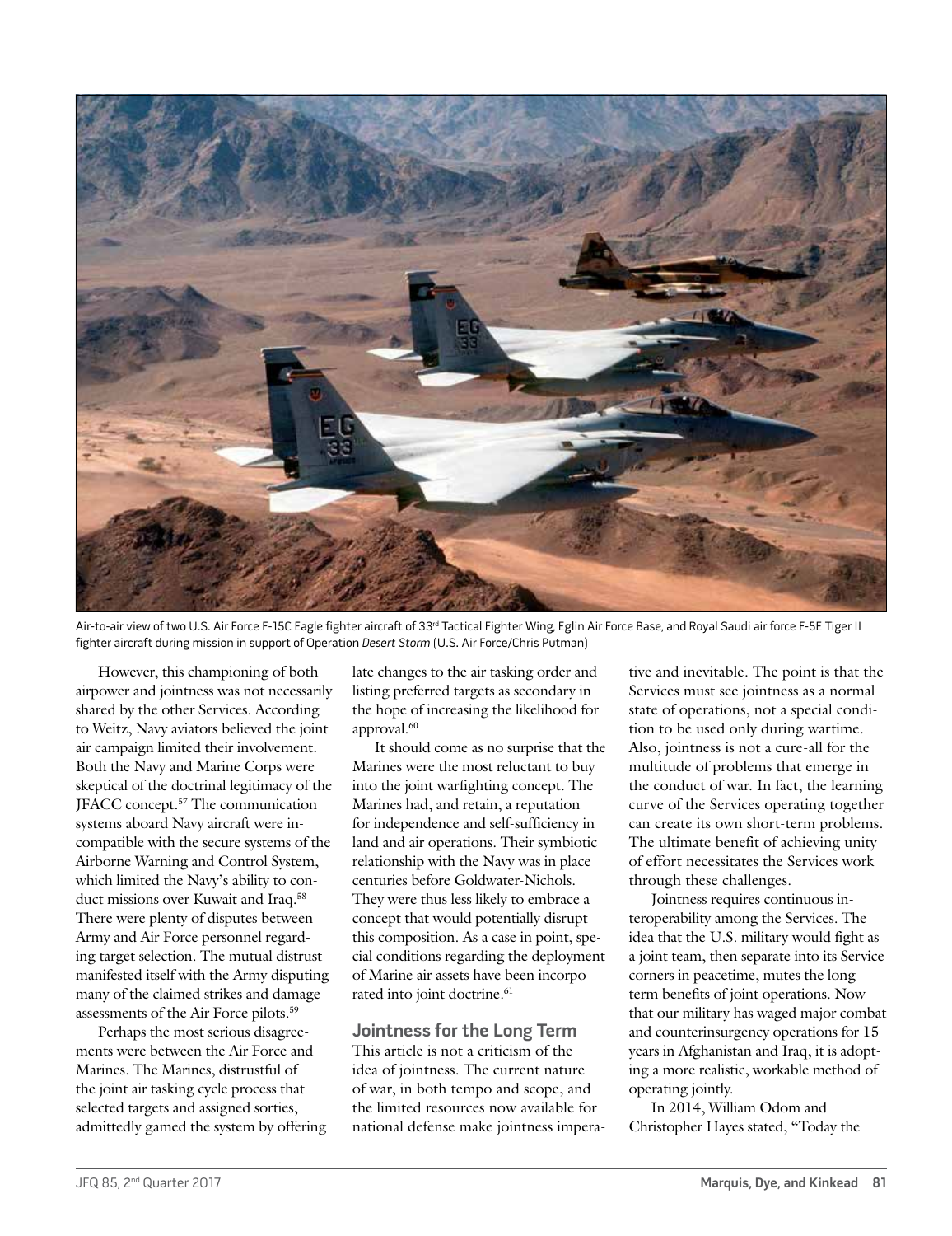Air-to-air view of two U.S. Air Force F-15C Eagle fighter aircraft of 33rd Tactical Fighter Wing, Eglin Air Force Base, and Royal Saudi air force F-5E Tiger II fighter aircraft during mission in support of Operation *Desert Storm* (U.S. Air Force/Chris Putman)

However, this championing of both airpower and jointness was not necessarily shared by the other Services. According to Weitz, Navy aviators believed the joint air campaign limited their involvement. Both the Navy and Marine Corps were skeptical of the doctrinal legitimacy of the JFACC concept.[57] The communication systems aboard Navy aircraft were incompatible with the secure systems of the Airborne Warning and Control System, which limited the Navy's ability to conduct missions over Kuwait and Iraq.[58] There were plenty of disputes between Army and Air Force personnel regarding target selection. The mutual distrust manifested itself with the Army disputing many of the claimed strikes and damage assessments of the Air Force pilots.[59]

Perhaps the most serious disagreements were between the Air Force and Marines. The Marines, distrustful of the joint air tasking cycle process that selected targets and assigned sorties, admittedly gamed the system by offering late changes to the air tasking order and listing preferred targets as secondary in the hope of increasing the likelihood for approval.[60]

It should come as no surprise that the Marines were the most reluctant to buy into the joint warfighting concept. The Marines had, and retain, a reputation for independence and self-sufficiency in land and air operations. Their symbiotic relationship with the Navy was in place centuries before Goldwater-Nichols. They were thus less likely to embrace a concept that would potentially disrupt this composition. As a case in point, special conditions regarding the deployment of Marine air assets have been incorporated into joint doctrine.[61]

## Jointness for the Long Term

This article is not a criticism of the idea of jointness. The current nature of war, in both tempo and scope, and the limited resources now available for national defense make jointness imperative and inevitable. The point is that the Services must see jointness as a normal state of operations, not a special condition to be used only during wartime. Also, jointness is not a cure-all for the multitude of problems that emerge in the conduct of war. In fact, the learning curve of the Services operating together can create its own short-term problems. The ultimate benefit of achieving unity of effort necessitates the Services work through these challenges.

Jointness requires continuous interoperability among the Services. The idea that the U.S. military would fight as a joint team, then separate into its Service corners in peacetime, mutes the long-term benefits of joint operations. Now that our military has waged major combat and counterinsurgency operations for 15 years in Afghanistan and Iraq, it is adopting a more realistic, workable method of operating jointly.

In 2014, William Odom and Christopher Hayes stated, "Today the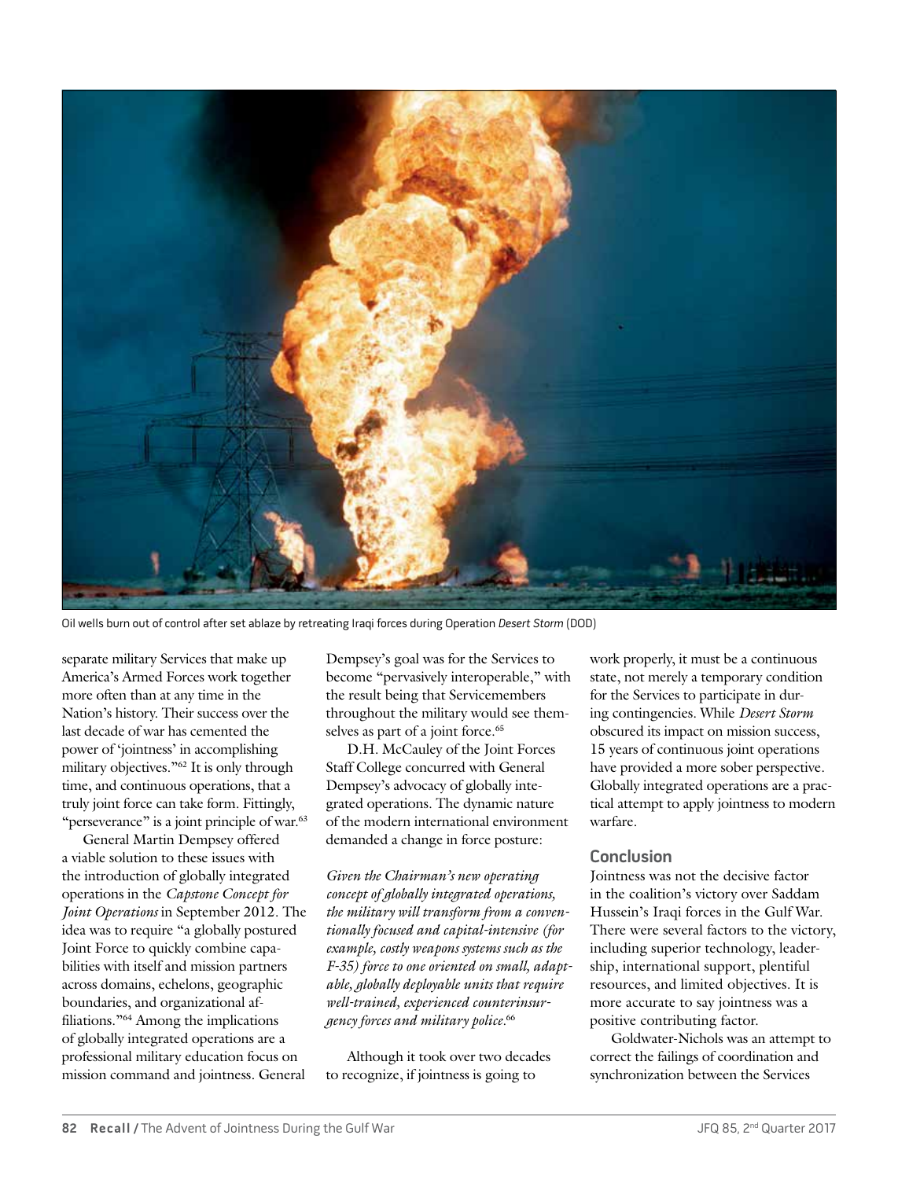Oil wells burn out of control after set ablaze by retreating Iraqi forces during Operation *Desert Storm* (DOD)

separate military Services that make up America's Armed Forces work together more often than at any time in the Nation's history. Their success over the last decade of war has cemented the power of 'jointness' in accomplishing military objectives."[62] It is only through time, and continuous operations, that a truly joint force can take form. Fittingly, "perseverance" is a joint principle of war.[63]

General Martin Dempsey offered a viable solution to these issues with the introduction of globally integrated operations in the *Capstone Concept for Joint Operations* in September 2012. The idea was to require "a globally postured Joint Force to quickly combine capabilities with itself and mission partners across domains, echelons, geographic boundaries, and organizational affiliations."[64] Among the implications of globally integrated operations are a professional military education focus on mission command and jointness. General Dempsey's goal was for the Services to become "pervasively interoperable," with the result being that Servicemembers throughout the military would see themselves as part of a joint force.[65]

D.H. McCauley of the Joint Forces Staff College concurred with General Dempsey's advocacy of globally integrated operations. The dynamic nature of the modern international environment demanded a change in force posture:

*Given the Chairman's new operating concept of globally integrated operations, the military will transform from a conventionally focused and capital-intensive (for example, costly weapons systems such as the F-35) force to one oriented on small, adaptable, globally deployable units that require well-trained, experienced counterinsurgency forces and military police.*[66]

Although it took over two decades to recognize, if jointness is going to work properly, it must be a continuous state, not merely a temporary condition for the Services to participate in during contingencies. While *Desert Storm* obscured its impact on mission success, 15 years of continuous joint operations have provided a more sober perspective. Globally integrated operations are a practical attempt to apply jointness to modern warfare.

## Conclusion

Jointness was not the decisive factor in the coalition's victory over Saddam Hussein's Iraqi forces in the Gulf War. There were several factors to the victory, including superior technology, leadership, international support, plentiful resources, and limited objectives. It is more accurate to say jointness was a positive contributing factor.

Goldwater-Nichols was an attempt to correct the failings of coordination and synchronization between the Services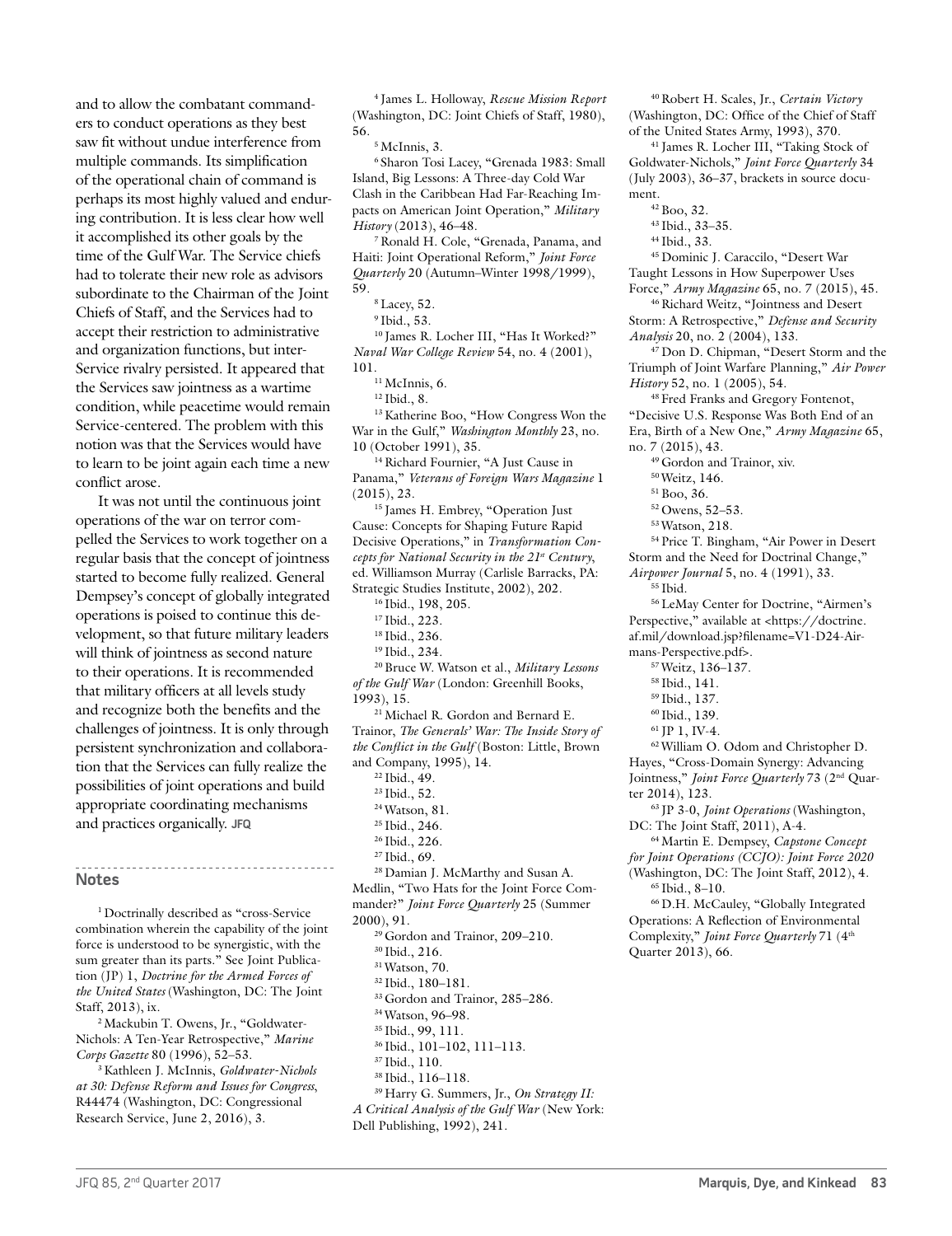and to allow the combatant commanders to conduct operations as they best saw fit without undue interference from multiple commands. Its simplification of the operational chain of command is perhaps its most highly valued and enduring contribution. It is less clear how well it accomplished its other goals by the time of the Gulf War. The Service chiefs had to tolerate their new role as advisors subordinate to the Chairman of the Joint Chiefs of Staff, and the Services had to accept their restriction to administrative and organization functions, but inter-Service rivalry persisted. It appeared that the Services saw jointness as a wartime condition, while peacetime would remain Service-centered. The problem with this notion was that the Services would have to learn to be joint again each time a new conflict arose.

It was not until the continuous joint operations of the war on terror compelled the Services to work together on a regular basis that the concept of jointness started to become fully realized. General Dempsey's concept of globally integrated operations is poised to continue this development, so that future military leaders will think of jointness as second nature to their operations. It is recommended that military officers at all levels study and recognize both the benefits and the challenges of jointness. It is only through persistent synchronization and collaboration that the Services can fully realize the possibilities of joint operations and build appropriate coordinating mechanisms and practices organically. **JFQ**

## Notes

[1] Doctrinally described as "cross-Service combination wherein the capability of the joint force is understood to be synergistic, with the sum greater than its parts." See Joint Publication (JP) 1, *Doctrine for the Armed Forces of the United States* (Washington, DC: The Joint Staff, 2013), ix.

[2] Mackubin T. Owens, Jr., "Goldwater-Nichols: A Ten-Year Retrospective," *Marine Corps Gazette* 80 (1996), 52–53.

[3] Kathleen J. McInnis, *Goldwater-Nichols at 30: Defense Reform and Issues for Congress*, R44474 (Washington, DC: Congressional Research Service, June 2, 2016), 3.

[4] James L. Holloway, *Rescue Mission Report* (Washington, DC: Joint Chiefs of Staff, 1980), 56.

[5] McInnis, 3.

[6] Sharon Tosi Lacey, "Grenada 1983: Small Island, Big Lessons: A Three-day Cold War Clash in the Caribbean Had Far-Reaching Impacts on American Joint Operation," *Military History* (2013), 46–48.

[7] Ronald H. Cole, "Grenada, Panama, and Haiti: Joint Operational Reform," *Joint Force Quarterly* 20 (Autumn–Winter 1998/1999), 59.

[8] Lacey, 52.

[9] Ibid., 53.

[10] James R. Locher III, "Has It Worked?" *Naval War College Review* 54, no. 4 (2001), 101.

[11] McInnis, 6.

[12] Ibid., 8.

[13] Katherine Boo, "How Congress Won the War in the Gulf," *Washington Monthly* 23, no. 10 (October 1991), 35.

[14] Richard Fournier, "A Just Cause in Panama," *Veterans of Foreign Wars Magazine* 1 (2015), 23.

[15] James H. Embrey, "Operation Just Cause: Concepts for Shaping Future Rapid Decisive Operations," in *Transformation Concepts for National Security in the 21st Century*, ed. Williamson Murray (Carlisle Barracks, PA: Strategic Studies Institute, 2002), 202.

[16] Ibid., 198, 205.

[17] Ibid., 223.

[18] Ibid., 236.

[19] Ibid., 234.

[20] Bruce W. Watson et al., *Military Lessons of the Gulf War* (London: Greenhill Books, 1993), 15.

[21] Michael R. Gordon and Bernard E. Trainor, *The Generals' War: The Inside Story of the Conflict in the Gulf* (Boston: Little, Brown and Company, 1995), 14.

[22] Ibid., 49.

[23] Ibid., 52.

[24] Watson, 81.

[25] Ibid., 246.

[26] Ibid., 226.

[27] Ibid., 69.

[28] Damian J. McMarthy and Susan A. Medlin, "Two Hats for the Joint Force Commander?" *Joint Force Quarterly* 25 (Summer 2000), 91.

[29] Gordon and Trainor, 209–210.

[30] Ibid., 216.

[31] Watson, 70.

[32] Ibid., 180–181.

[33] Gordon and Trainor, 285–286.

[34] Watson, 96–98.

[35] Ibid., 99, 111.

[36] Ibid., 101–102, 111–113.

[37] Ibid., 110.

[38] Ibid., 116–118.

[39] Harry G. Summers, Jr., *On Strategy II: A Critical Analysis of the Gulf War* (New York: Dell Publishing, 1992), 241.

[40] Robert H. Scales, Jr., *Certain Victory* (Washington, DC: Office of the Chief of Staff of the United States Army, 1993), 370.

[41] James R. Locher III, "Taking Stock of Goldwater-Nichols," *Joint Force Quarterly* 34 (July 2003), 36–37, brackets in source document.

[42] Boo, 32.

[43] Ibid., 33–35.

[44] Ibid., 33.

[45] Dominic J. Caraccilo, "Desert War Taught Lessons in How Superpower Uses Force," *Army Magazine* 65, no. 7 (2015), 45.

[46] Richard Weitz, "Jointness and Desert Storm: A Retrospective," *Defense and Security Analysis* 20, no. 2 (2004), 133.

[47] Don D. Chipman, "Desert Storm and the Triumph of Joint Warfare Planning," *Air Power History* 52, no. 1 (2005), 54.

[48] Fred Franks and Gregory Fontenot, "Decisive U.S. Response Was Both End of an Era, Birth of a New One," *Army Magazine* 65, no. 7 (2015), 43.

[49] Gordon and Trainor, xiv.

[50] Weitz, 146.

[51] Boo, 36.

[52] Owens, 52–53.

[53] Watson, 218.

[54] Price T. Bingham, "Air Power in Desert Storm and the Need for Doctrinal Change," *Airpower Journal* 5, no. 4 (1991), 33.

[55] Ibid.

[56] LeMay Center for Doctrine, "Airmen's Perspective," available at <https://doctrine.af.mil/download.jsp?filename=V1-D24-Airmans-Perspective.pdf>.

[57] Weitz, 136–137.

[58] Ibid., 141.

[59] Ibid., 137.

[60] Ibid., 139.

[61] JP 1, IV-4.

[62] William O. Odom and Christopher D. Hayes, "Cross-Domain Synergy: Advancing Jointness," *Joint Force Quarterly* 73 (2nd Quarter 2014), 123.

[63] JP 3-0, *Joint Operations* (Washington, DC: The Joint Staff, 2011), A-4.

[64] Martin E. Dempsey, *Capstone Concept for Joint Operations (CCJO): Joint Force 2020* (Washington, DC: The Joint Staff, 2012), 4.

[65] Ibid., 8–10.

[66] D.H. McCauley, "Globally Integrated Operations: A Reflection of Environmental Complexity," *Joint Force Quarterly* 71 (4th Quarter 2013), 66.